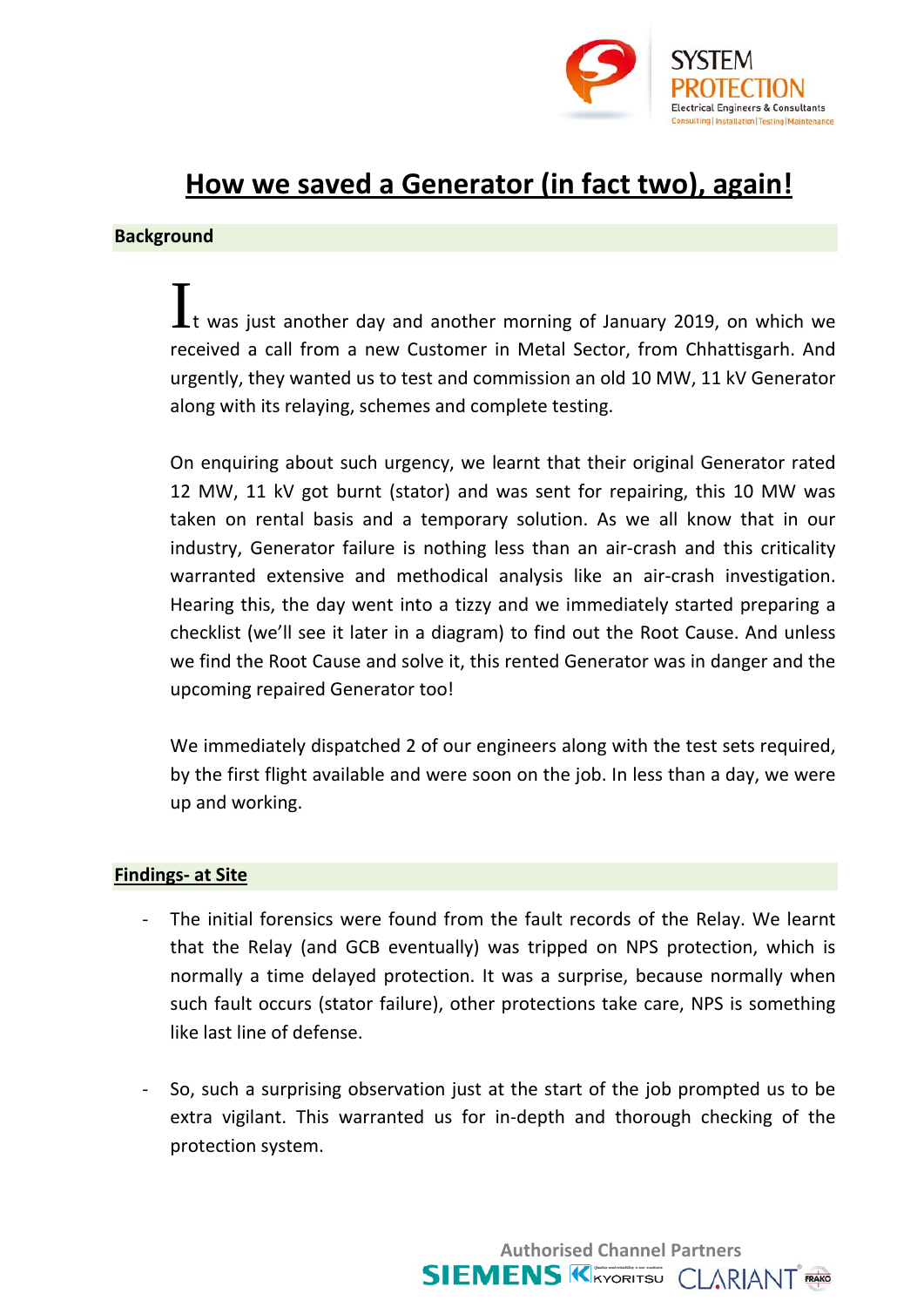# How we saved a Generator (in fact two), again!

## Background

It was just another day and another morning of January 2019, on which we received a call from a new Customer in Metal Sector, from Chhattisgarh. And urgently, they wanted us to test and commission an old 10 MW, 11 kV Generator along with its relaying, schemes and complete testing.

On enquiring about such urgency, we learnt that their original Generator rated 12 MW, 11 kV got burnt (stator) and was sent for repairing, this 10 MW was taken on rental basis and a temporary solution. As we all know that in our industry, Generator failure is nothing less than an air-crash and this criticality warranted extensive and methodical analysis like an air-crash investigation. Hearing this, the day went into a tizzy and we immediately started preparing a checklist (we'll see it later in a diagram) to find out the Root Cause. And unless we find the Root Cause and solve it, this rented Generator was in danger and the upcoming repaired Generator too!

We immediately dispatched 2 of our engineers along with the test sets required, by the first flight available and were soon on the job. In less than a day, we were up and working.

## Findings- at Site

- The initial forensics were found from the fault records of the Relay. We learnt that the Relay (and GCB eventually) was tripped on NPS protection, which is normally a time delayed protection. It was a surprise, because normally when such fault occurs (stator failure), other protections take care, NPS is something like last line of defense.

- So, such a surprising observation just at the start of the job prompted us to be extra vigilant. This warranted us for in-depth and thorough checking of the protection system.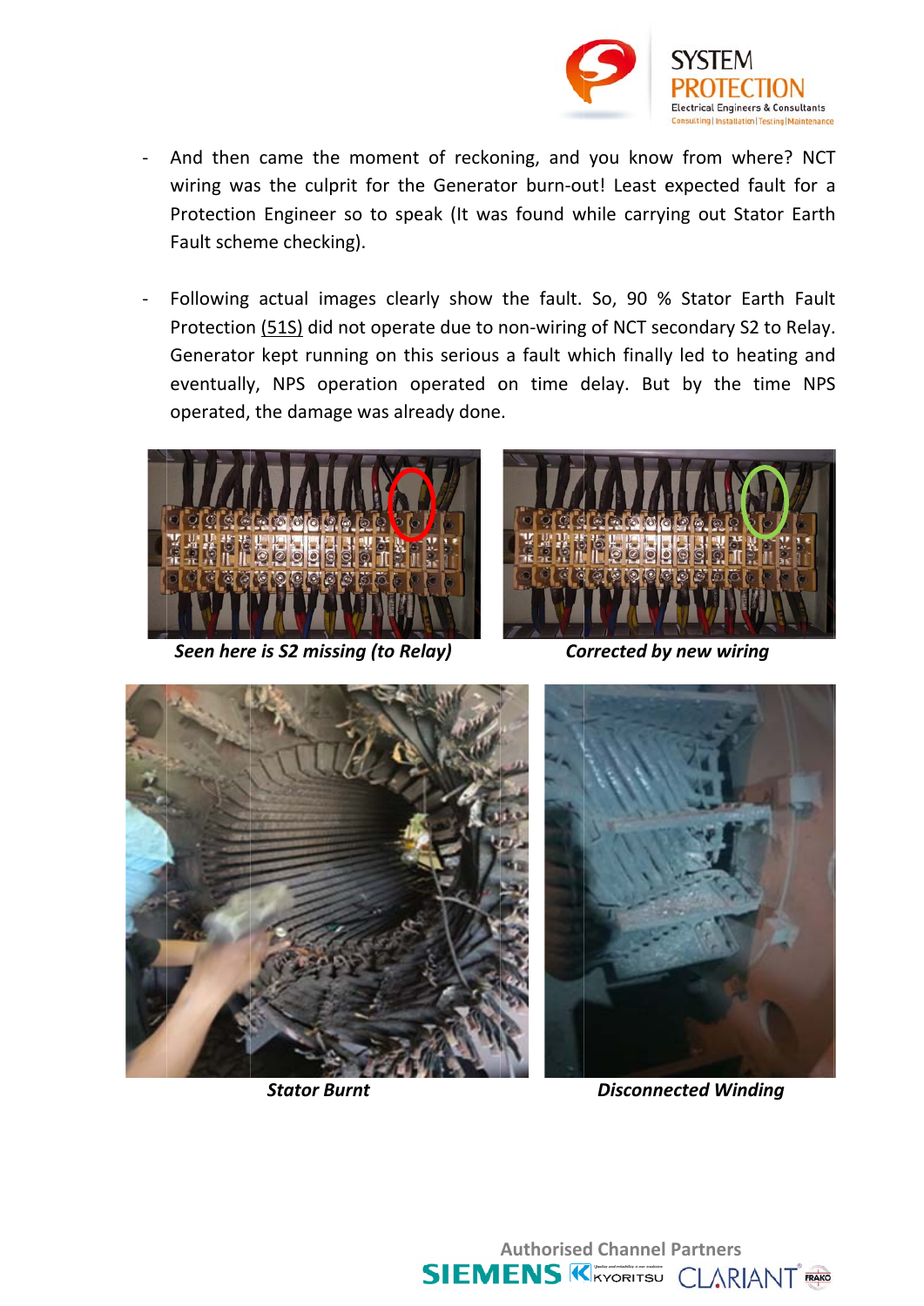- And then came the moment of reckoning, and you know from where? NCT wiring was the culprit for the Generator burn-out! Least expected fault for a Protection Engineer so to speak (It was found while carrying out Stator Earth Fault scheme checking).

- Following actual images clearly show the fault. So, 90 % Stator Earth Fault Protection (51S) did not operate due to non-wiring of NCT secondary S2 to Relay. Generator kept running on this serious a fault which finally led to heating and eventually, NPS operation operated on time delay. But by the time NPS operated, the damage was already done.

***Seen here is S2 missing (to Relay)***

***Corrected by new wiring***

***Stator Burnt***

***Disconnected Winding***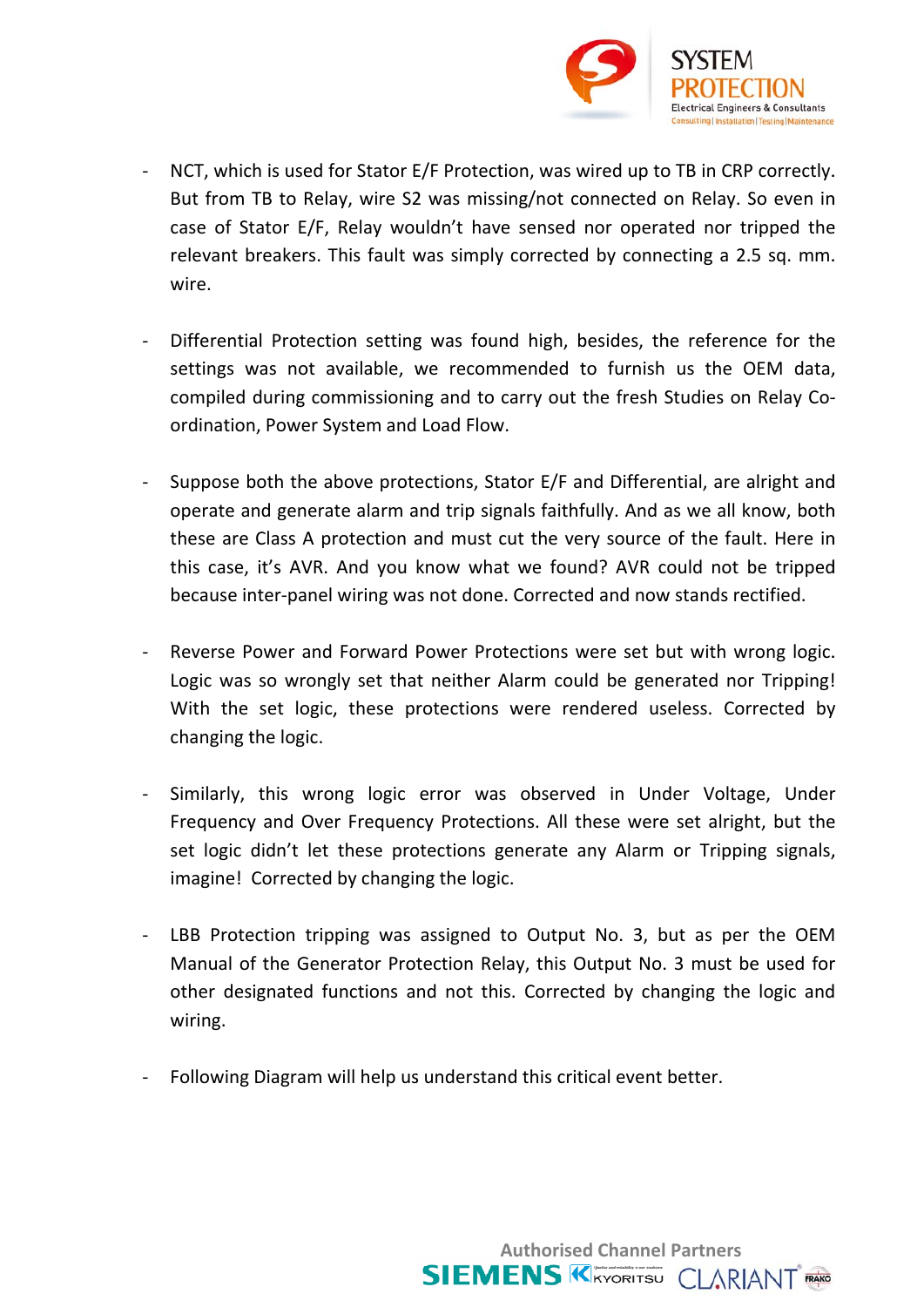- NCT, which is used for Stator E/F Protection, was wired up to TB in CRP correctly. But from TB to Relay, wire S2 was missing/not connected on Relay. So even in case of Stator E/F, Relay wouldn't have sensed nor operated nor tripped the relevant breakers. This fault was simply corrected by connecting a 2.5 sq. mm. wire.

- Differential Protection setting was found high, besides, the reference for the settings was not available, we recommended to furnish us the OEM data, compiled during commissioning and to carry out the fresh Studies on Relay Co-ordination, Power System and Load Flow.

- Suppose both the above protections, Stator E/F and Differential, are alright and operate and generate alarm and trip signals faithfully. And as we all know, both these are Class A protection and must cut the very source of the fault. Here in this case, it's AVR. And you know what we found? AVR could not be tripped because inter-panel wiring was not done. Corrected and now stands rectified.

- Reverse Power and Forward Power Protections were set but with wrong logic. Logic was so wrongly set that neither Alarm could be generated nor Tripping! With the set logic, these protections were rendered useless. Corrected by changing the logic.

- Similarly, this wrong logic error was observed in Under Voltage, Under Frequency and Over Frequency Protections. All these were set alright, but the set logic didn't let these protections generate any Alarm or Tripping signals, imagine! Corrected by changing the logic.

- LBB Protection tripping was assigned to Output No. 3, but as per the OEM Manual of the Generator Protection Relay, this Output No. 3 must be used for other designated functions and not this. Corrected by changing the logic and wiring.

- Following Diagram will help us understand this critical event better.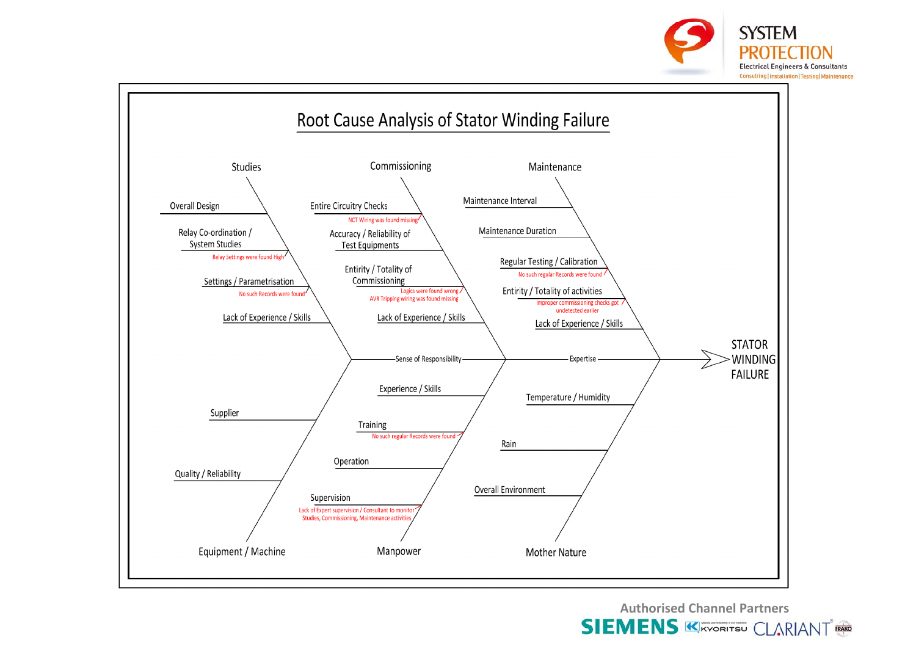# Root Cause Analysis of Stator Winding Failure

**Effect:** STATOR WINDING FAILURE

## Studies
- Overall Design
- Relay Co-ordination / System Studies
  - Relay Settings were found High
- Settings / Parametrisation
  - No such Records were found
- Lack of Experience / Skills

## Commissioning
- Entire Circuitry Checks
  - NCT Wiring was found missing
- Accuracy / Reliability of Test Equipments
- Entirity / Totality of Commissioning
  - Logics were found wrong
  - AVR Tripping wiring was found missing
- Lack of Experience / Skills

## Maintenance
- Maintenance Interval
- Maintenance Duration
- Regular Testing / Calibration
  - No such regular Records were found
- Entirity / Totality of activities
  - Improper commissioning checks got undetected earlier
- Lack of Experience / Skills

## Spine
- Sense of Responsibility
- Expertise

## Equipment / Machine
- Supplier
- Quality / Reliability

## Manpower
- Experience / Skills
- Training
  - No such regular Records were found
- Operation
- Supervision
  - Lack of Expert supervision / Consultant to monitor Studies, Commissioning, Maintenance activities

## Mother Nature
- Temperature / Humidity
- Rain
- Overall Environment

Authorised Channel Partners: SIEMENS, KYORITSU, CLARIANT, FRAKO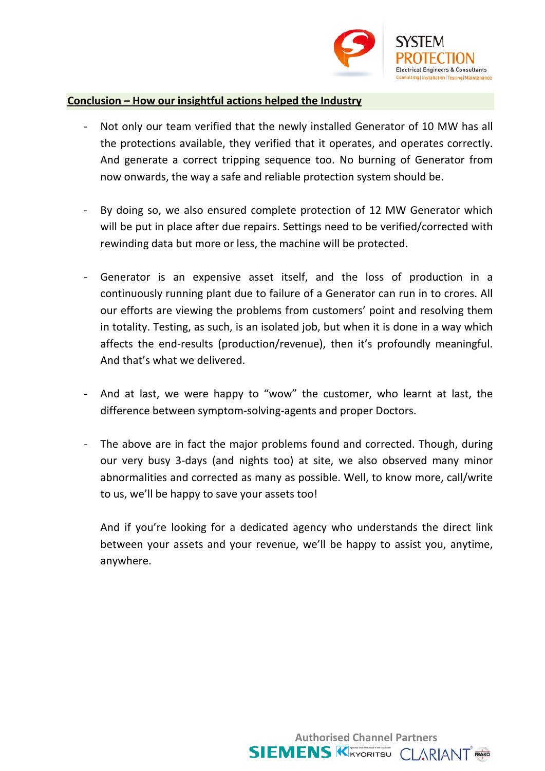**Conclusion – How our insightful actions helped the Industry**

- Not only our team verified that the newly installed Generator of 10 MW has all the protections available, they verified that it operates, and operates correctly. And generate a correct tripping sequence too. No burning of Generator from now onwards, the way a safe and reliable protection system should be.

- By doing so, we also ensured complete protection of 12 MW Generator which will be put in place after due repairs. Settings need to be verified/corrected with rewinding data but more or less, the machine will be protected.

- Generator is an expensive asset itself, and the loss of production in a continuously running plant due to failure of a Generator can run in to crores. All our efforts are viewing the problems from customers' point and resolving them in totality. Testing, as such, is an isolated job, but when it is done in a way which affects the end-results (production/revenue), then it's profoundly meaningful. And that's what we delivered.

- And at last, we were happy to "wow" the customer, who learnt at last, the difference between symptom-solving-agents and proper Doctors.

- The above are in fact the major problems found and corrected. Though, during our very busy 3-days (and nights too) at site, we also observed many minor abnormalities and corrected as many as possible. Well, to know more, call/write to us, we'll be happy to save your assets too!

  And if you're looking for a dedicated agency who understands the direct link between your assets and your revenue, we'll be happy to assist you, anytime, anywhere.